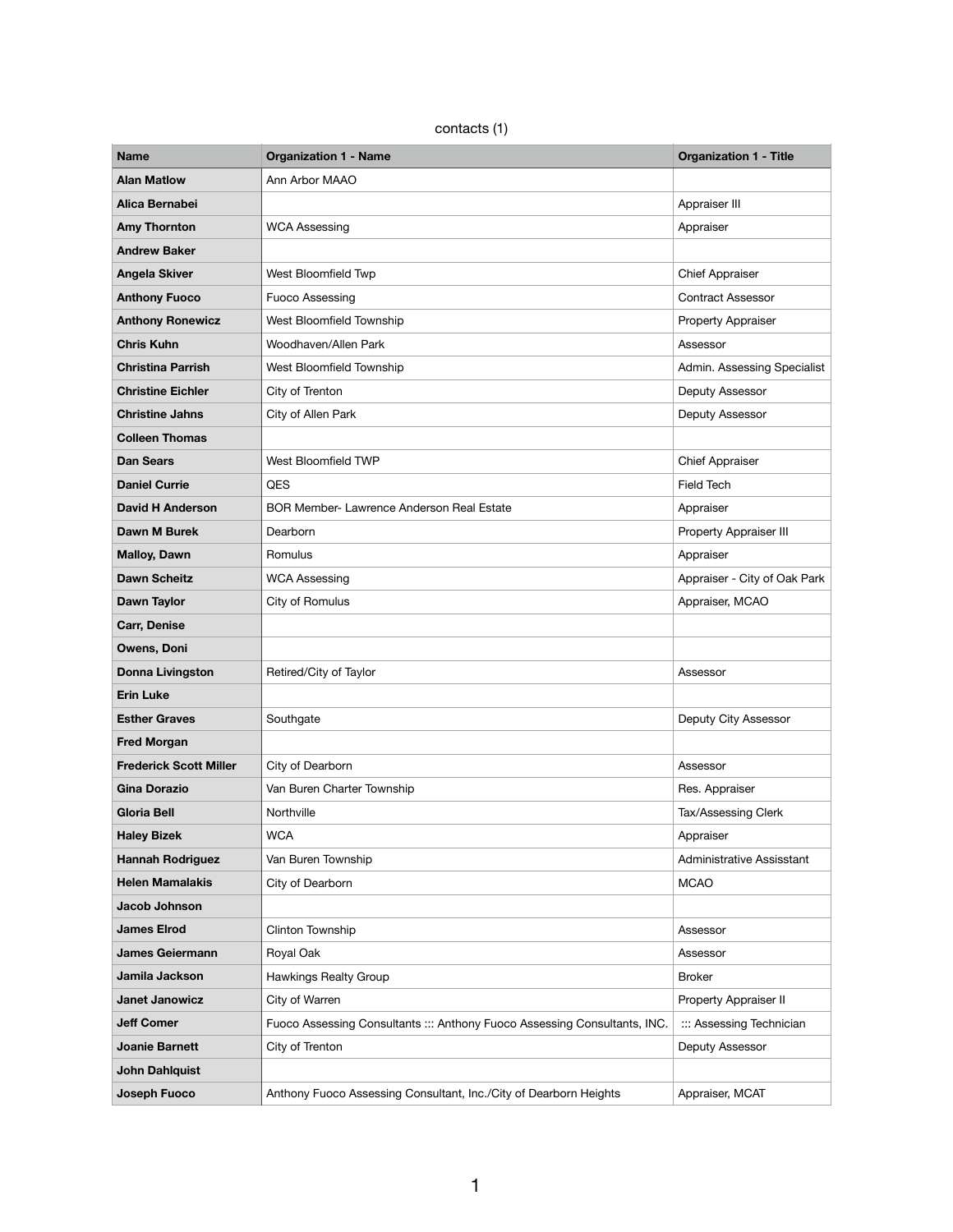contacts (1)

| Name | Organization 1 - Name | Organization 1 - Title |
|---|---|---|
| **Alan Matlow** | Ann Arbor MAAO | |
| **Alica Bernabei** | | Appraiser III |
| **Amy Thornton** | WCA Assessing | Appraiser |
| **Andrew Baker** | | |
| **Angela Skiver** | West Bloomfield Twp | Chief Appraiser |
| **Anthony Fuoco** | Fuoco Assessing | Contract Assessor |
| **Anthony Ronewicz** | West Bloomfield Township | Property Appraiser |
| **Chris Kuhn** | Woodhaven/Allen Park | Assessor |
| **Christina Parrish** | West Bloomfield Township | Admin. Assessing Specialist |
| **Christine Eichler** | City of Trenton | Deputy Assessor |
| **Christine Jahns** | City of Allen Park | Deputy Assessor |
| **Colleen Thomas** | | |
| **Dan Sears** | West Bloomfield TWP | Chief Appraiser |
| **Daniel Currie** | QES | Field Tech |
| **David H Anderson** | BOR Member- Lawrence Anderson Real Estate | Appraiser |
| **Dawn M Burek** | Dearborn | Property Appraiser III |
| **Malloy, Dawn** | Romulus | Appraiser |
| **Dawn Scheitz** | WCA Assessing | Appraiser - City of Oak Park |
| **Dawn Taylor** | City of Romulus | Appraiser, MCAO |
| **Carr, Denise** | | |
| **Owens, Doni** | | |
| **Donna Livingston** | Retired/City of Taylor | Assessor |
| **Erin Luke** | | |
| **Esther Graves** | Southgate | Deputy City Assessor |
| **Fred Morgan** | | |
| **Frederick Scott Miller** | City of Dearborn | Assessor |
| **Gina Dorazio** | Van Buren Charter Township | Res. Appraiser |
| **Gloria Bell** | Northville | Tax/Assessing Clerk |
| **Haley Bizek** | WCA | Appraiser |
| **Hannah Rodriguez** | Van Buren Township | Administrative Assisstant |
| **Helen Mamalakis** | City of Dearborn | MCAO |
| **Jacob Johnson** | | |
| **James Elrod** | Clinton Township | Assessor |
| **James Geiermann** | Royal Oak | Assessor |
| **Jamila Jackson** | Hawkings Realty Group | Broker |
| **Janet Janowicz** | City of Warren | Property Appraiser II |
| **Jeff Comer** | Fuoco Assessing Consultants ::: Anthony Fuoco Assessing Consultants, INC. | ::: Assessing Technician |
| **Joanie Barnett** | City of Trenton | Deputy Assessor |
| **John Dahlquist** | | |
| **Joseph Fuoco** | Anthony Fuoco Assessing Consultant, Inc./City of Dearborn Heights | Appraiser, MCAT |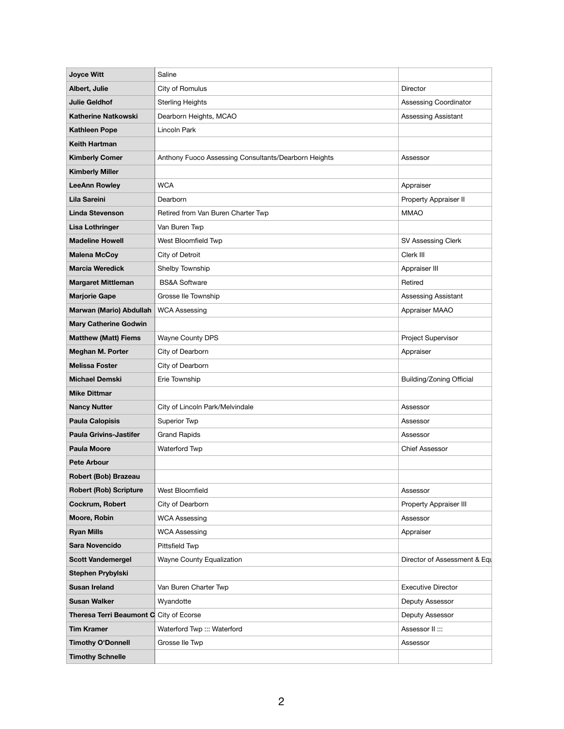| | | |
|---|---|---|
| **Joyce Witt** | Saline | |
| **Albert, Julie** | City of Romulus | Director |
| **Julie Geldhof** | Sterling Heights | Assessing Coordinator |
| **Katherine Natkowski** | Dearborn Heights, MCAO | Assessing Assistant |
| **Kathleen Pope** | Lincoln Park | |
| **Keith Hartman** | | |
| **Kimberly Comer** | Anthony Fuoco Assessing Consultants/Dearborn Heights | Assessor |
| **Kimberly Miller** | | |
| **LeeAnn Rowley** | WCA | Appraiser |
| **Lila Sareini** | Dearborn | Property Appraiser II |
| **Linda Stevenson** | Retired from Van Buren Charter Twp | MMAO |
| **Lisa Lothringer** | Van Buren Twp | |
| **Madeline Howell** | West Bloomfield Twp | SV Assessing Clerk |
| **Malena McCoy** | City of Detroit | Clerk III |
| **Marcia Weredick** | Shelby Township | Appraiser III |
| **Margaret Mittleman** | BS&A Software | Retired |
| **Marjorie Gape** | Grosse Ile Township | Assessing Assistant |
| **Marwan (Mario) Abdullah** | WCA Assessing | Appraiser MAAO |
| **Mary Catherine Godwin** | | |
| **Matthew (Matt) Fiems** | Wayne County DPS | Project Supervisor |
| **Meghan M. Porter** | City of Dearborn | Appraiser |
| **Melissa Foster** | City of Dearborn | |
| **Michael Demski** | Erie Township | Building/Zoning Official |
| **Mike Dittmar** | | |
| **Nancy Nutter** | City of Lincoln Park/Melvindale | Assessor |
| **Paula Calopisis** | Superior Twp | Assessor |
| **Paula Grivins-Jastifer** | Grand Rapids | Assessor |
| **Paula Moore** | Waterford Twp | Chief Assessor |
| **Pete Arbour** | | |
| **Robert (Bob) Brazeau** | | |
| **Robert (Rob) Scripture** | West Bloomfield | Assessor |
| **Cockrum, Robert** | City of Dearborn | Property Appraiser III |
| **Moore, Robin** | WCA Assessing | Assessor |
| **Ryan Mills** | WCA Assessing | Appraiser |
| **Sara Novencido** | Pittsfield Twp | |
| **Scott Vandemergel** | Wayne County Equalization | Director of Assessment & Equ |
| **Stephen Prybylski** | | |
| **Susan Ireland** | Van Buren Charter Twp | Executive Director |
| **Susan Walker** | Wyandotte | Deputy Assessor |
| **Theresa Terri Beaumont C** | City of Ecorse | Deputy Assessor |
| **Tim Kramer** | Waterford Twp ::: Waterford | Assessor II ::: |
| **Timothy O'Donnell** | Grosse Ile Twp | Assessor |
| **Timothy Schnelle** | | |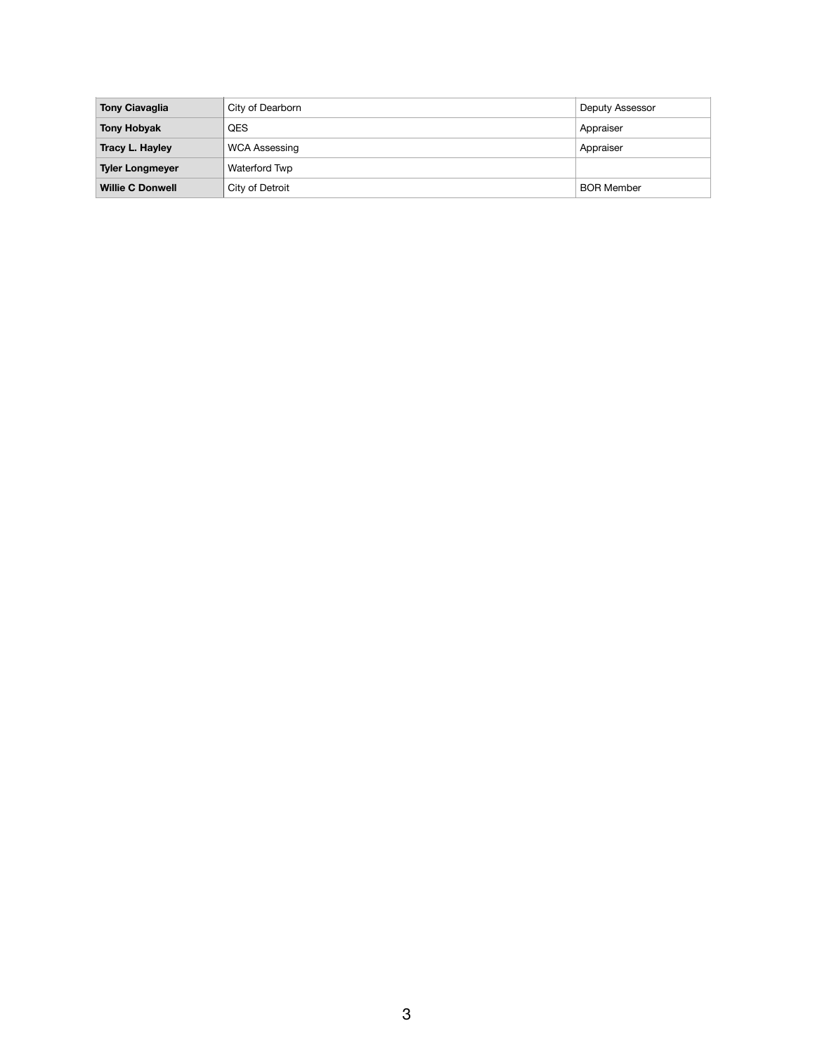| | | |
|---|---|---|
| **Tony Ciavaglia** | City of Dearborn | Deputy Assessor |
| **Tony Hobyak** | QES | Appraiser |
| **Tracy L. Hayley** | WCA Assessing | Appraiser |
| **Tyler Longmeyer** | Waterford Twp | |
| **Willie C Donwell** | City of Detroit | BOR Member |